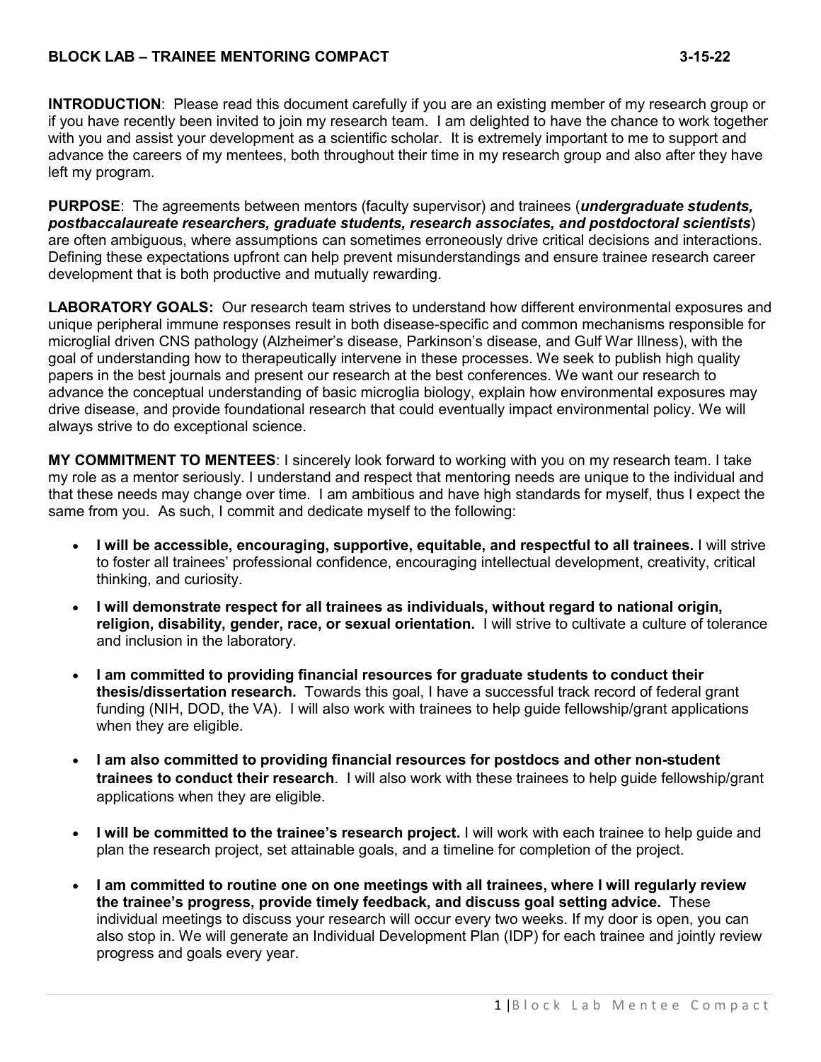# BLOCK LAB – TRAINEE MENTORING COMPACT 3-15-22

**INTRODUCTION**: Please read this document carefully if you are an existing member of my research group or if you have recently been invited to join my research team. I am delighted to have the chance to work together with you and assist your development as a scientific scholar. It is extremely important to me to support and advance the careers of my mentees, both throughout their time in my research group and also after they have left my program.

**PURPOSE**: The agreements between mentors (faculty supervisor) and trainees (***undergraduate students, postbaccalaureate researchers, graduate students, research associates, and postdoctoral scientists***) are often ambiguous, where assumptions can sometimes erroneously drive critical decisions and interactions. Defining these expectations upfront can help prevent misunderstandings and ensure trainee research career development that is both productive and mutually rewarding.

**LABORATORY GOALS:** Our research team strives to understand how different environmental exposures and unique peripheral immune responses result in both disease-specific and common mechanisms responsible for microglial driven CNS pathology (Alzheimer's disease, Parkinson's disease, and Gulf War Illness), with the goal of understanding how to therapeutically intervene in these processes. We seek to publish high quality papers in the best journals and present our research at the best conferences. We want our research to advance the conceptual understanding of basic microglia biology, explain how environmental exposures may drive disease, and provide foundational research that could eventually impact environmental policy. We will always strive to do exceptional science.

**MY COMMITMENT TO MENTEES**: I sincerely look forward to working with you on my research team. I take my role as a mentor seriously. I understand and respect that mentoring needs are unique to the individual and that these needs may change over time. I am ambitious and have high standards for myself, thus I expect the same from you. As such, I commit and dedicate myself to the following:

- **I will be accessible, encouraging, supportive, equitable, and respectful to all trainees.** I will strive to foster all trainees' professional confidence, encouraging intellectual development, creativity, critical thinking, and curiosity.
- **I will demonstrate respect for all trainees as individuals, without regard to national origin, religion, disability, gender, race, or sexual orientation.** I will strive to cultivate a culture of tolerance and inclusion in the laboratory.
- **I am committed to providing financial resources for graduate students to conduct their thesis/dissertation research.** Towards this goal, I have a successful track record of federal grant funding (NIH, DOD, the VA). I will also work with trainees to help guide fellowship/grant applications when they are eligible.
- **I am also committed to providing financial resources for postdocs and other non-student trainees to conduct their research**. I will also work with these trainees to help guide fellowship/grant applications when they are eligible.
- **I will be committed to the trainee's research project.** I will work with each trainee to help guide and plan the research project, set attainable goals, and a timeline for completion of the project.
- **I am committed to routine one on one meetings with all trainees, where I will regularly review the trainee's progress, provide timely feedback, and discuss goal setting advice.** These individual meetings to discuss your research will occur every two weeks. If my door is open, you can also stop in. We will generate an Individual Development Plan (IDP) for each trainee and jointly review progress and goals every year.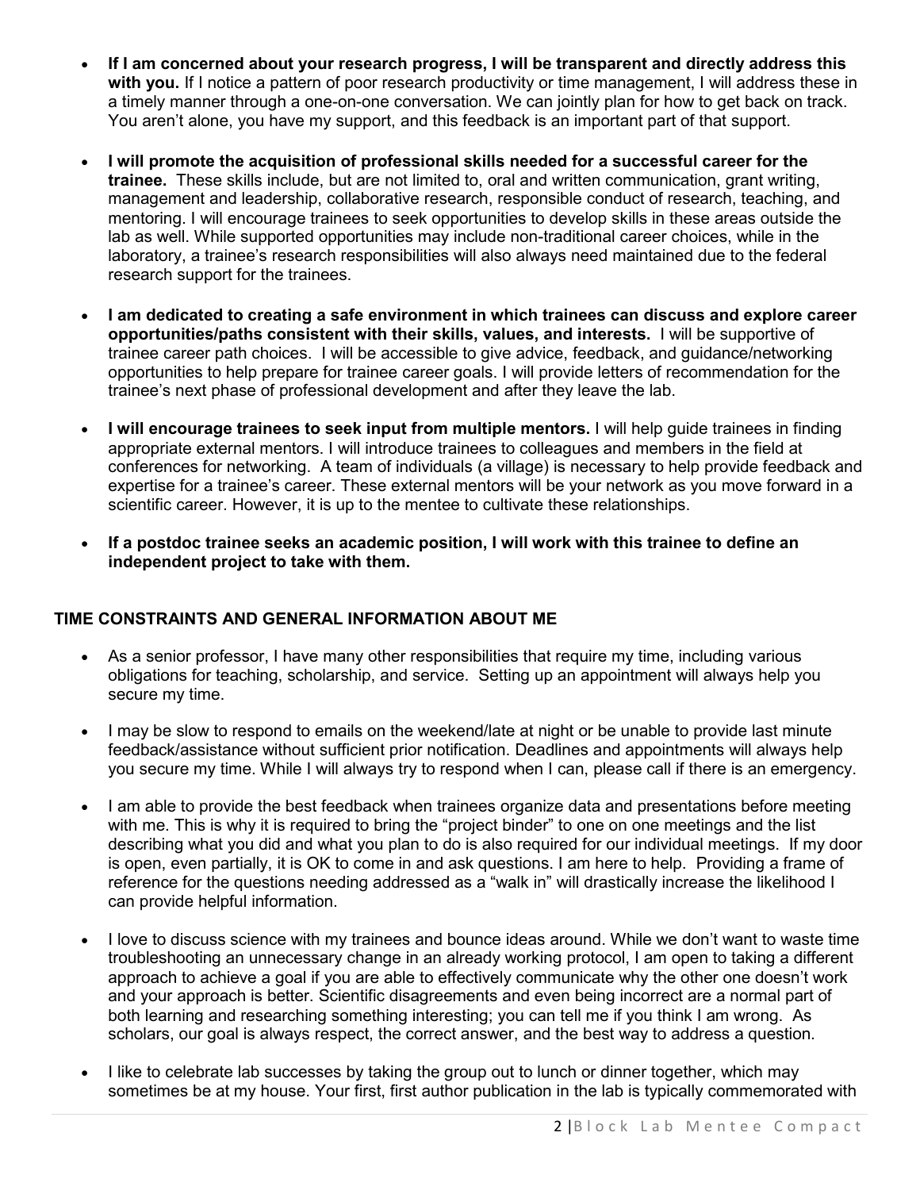- **If I am concerned about your research progress, I will be transparent and directly address this with you.** If I notice a pattern of poor research productivity or time management, I will address these in a timely manner through a one-on-one conversation. We can jointly plan for how to get back on track. You aren't alone, you have my support, and this feedback is an important part of that support.

- **I will promote the acquisition of professional skills needed for a successful career for the trainee.** These skills include, but are not limited to, oral and written communication, grant writing, management and leadership, collaborative research, responsible conduct of research, teaching, and mentoring. I will encourage trainees to seek opportunities to develop skills in these areas outside the lab as well. While supported opportunities may include non-traditional career choices, while in the laboratory, a trainee's research responsibilities will also always need maintained due to the federal research support for the trainees.

- **I am dedicated to creating a safe environment in which trainees can discuss and explore career opportunities/paths consistent with their skills, values, and interests.** I will be supportive of trainee career path choices. I will be accessible to give advice, feedback, and guidance/networking opportunities to help prepare for trainee career goals. I will provide letters of recommendation for the trainee's next phase of professional development and after they leave the lab.

- **I will encourage trainees to seek input from multiple mentors.** I will help guide trainees in finding appropriate external mentors. I will introduce trainees to colleagues and members in the field at conferences for networking. A team of individuals (a village) is necessary to help provide feedback and expertise for a trainee's career. These external mentors will be your network as you move forward in a scientific career. However, it is up to the mentee to cultivate these relationships.

- **If a postdoc trainee seeks an academic position, I will work with this trainee to define an independent project to take with them.**

## TIME CONSTRAINTS AND GENERAL INFORMATION ABOUT ME

- As a senior professor, I have many other responsibilities that require my time, including various obligations for teaching, scholarship, and service. Setting up an appointment will always help you secure my time.

- I may be slow to respond to emails on the weekend/late at night or be unable to provide last minute feedback/assistance without sufficient prior notification. Deadlines and appointments will always help you secure my time. While I will always try to respond when I can, please call if there is an emergency.

- I am able to provide the best feedback when trainees organize data and presentations before meeting with me. This is why it is required to bring the "project binder" to one on one meetings and the list describing what you did and what you plan to do is also required for our individual meetings. If my door is open, even partially, it is OK to come in and ask questions. I am here to help. Providing a frame of reference for the questions needing addressed as a "walk in" will drastically increase the likelihood I can provide helpful information.

- I love to discuss science with my trainees and bounce ideas around. While we don't want to waste time troubleshooting an unnecessary change in an already working protocol, I am open to taking a different approach to achieve a goal if you are able to effectively communicate why the other one doesn't work and your approach is better. Scientific disagreements and even being incorrect are a normal part of both learning and researching something interesting; you can tell me if you think I am wrong. As scholars, our goal is always respect, the correct answer, and the best way to address a question.

- I like to celebrate lab successes by taking the group out to lunch or dinner together, which may sometimes be at my house. Your first, first author publication in the lab is typically commemorated with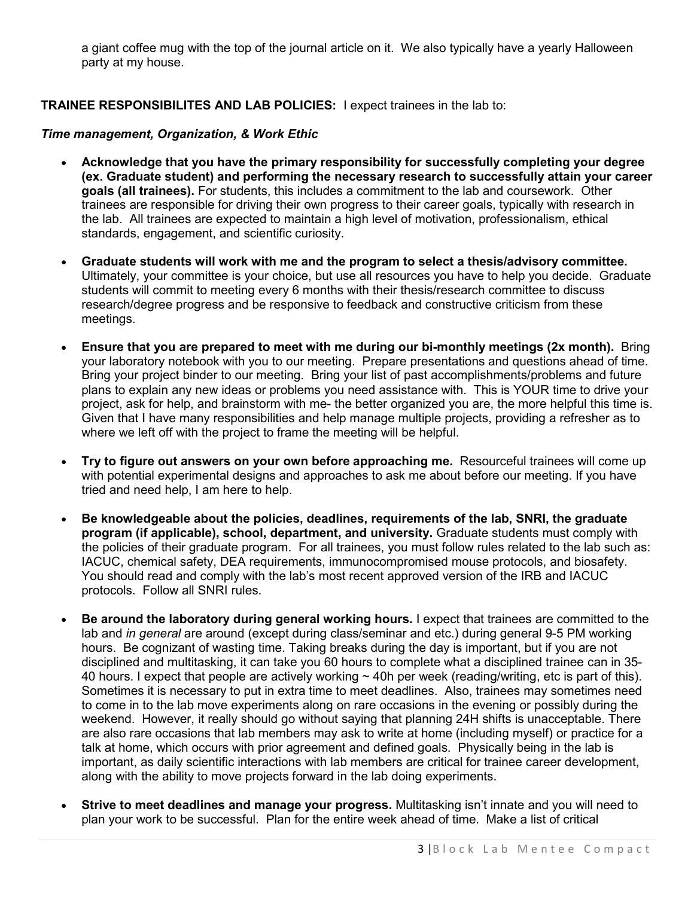a giant coffee mug with the top of the journal article on it. We also typically have a yearly Halloween party at my house.

**TRAINEE RESPONSIBILITES AND LAB POLICIES:** I expect trainees in the lab to:

***Time management, Organization, & Work Ethic***

- **Acknowledge that you have the primary responsibility for successfully completing your degree (ex. Graduate student) and performing the necessary research to successfully attain your career goals (all trainees).** For students, this includes a commitment to the lab and coursework. Other trainees are responsible for driving their own progress to their career goals, typically with research in the lab. All trainees are expected to maintain a high level of motivation, professionalism, ethical standards, engagement, and scientific curiosity.
- **Graduate students will work with me and the program to select a thesis/advisory committee.** Ultimately, your committee is your choice, but use all resources you have to help you decide. Graduate students will commit to meeting every 6 months with their thesis/research committee to discuss research/degree progress and be responsive to feedback and constructive criticism from these meetings.
- **Ensure that you are prepared to meet with me during our bi-monthly meetings (2x month).** Bring your laboratory notebook with you to our meeting. Prepare presentations and questions ahead of time. Bring your project binder to our meeting. Bring your list of past accomplishments/problems and future plans to explain any new ideas or problems you need assistance with. This is YOUR time to drive your project, ask for help, and brainstorm with me- the better organized you are, the more helpful this time is. Given that I have many responsibilities and help manage multiple projects, providing a refresher as to where we left off with the project to frame the meeting will be helpful.
- **Try to figure out answers on your own before approaching me.** Resourceful trainees will come up with potential experimental designs and approaches to ask me about before our meeting. If you have tried and need help, I am here to help.
- **Be knowledgeable about the policies, deadlines, requirements of the lab, SNRI, the graduate program (if applicable), school, department, and university.** Graduate students must comply with the policies of their graduate program. For all trainees, you must follow rules related to the lab such as: IACUC, chemical safety, DEA requirements, immunocompromised mouse protocols, and biosafety. You should read and comply with the lab's most recent approved version of the IRB and IACUC protocols. Follow all SNRI rules.
- **Be around the laboratory during general working hours.** I expect that trainees are committed to the lab and *in general* are around (except during class/seminar and etc.) during general 9-5 PM working hours. Be cognizant of wasting time. Taking breaks during the day is important, but if you are not disciplined and multitasking, it can take you 60 hours to complete what a disciplined trainee can in 35-40 hours. I expect that people are actively working ~ 40h per week (reading/writing, etc is part of this). Sometimes it is necessary to put in extra time to meet deadlines. Also, trainees may sometimes need to come in to the lab move experiments along on rare occasions in the evening or possibly during the weekend. However, it really should go without saying that planning 24H shifts is unacceptable. There are also rare occasions that lab members may ask to write at home (including myself) or practice for a talk at home, which occurs with prior agreement and defined goals. Physically being in the lab is important, as daily scientific interactions with lab members are critical for trainee career development, along with the ability to move projects forward in the lab doing experiments.
- **Strive to meet deadlines and manage your progress.** Multitasking isn't innate and you will need to plan your work to be successful. Plan for the entire week ahead of time. Make a list of critical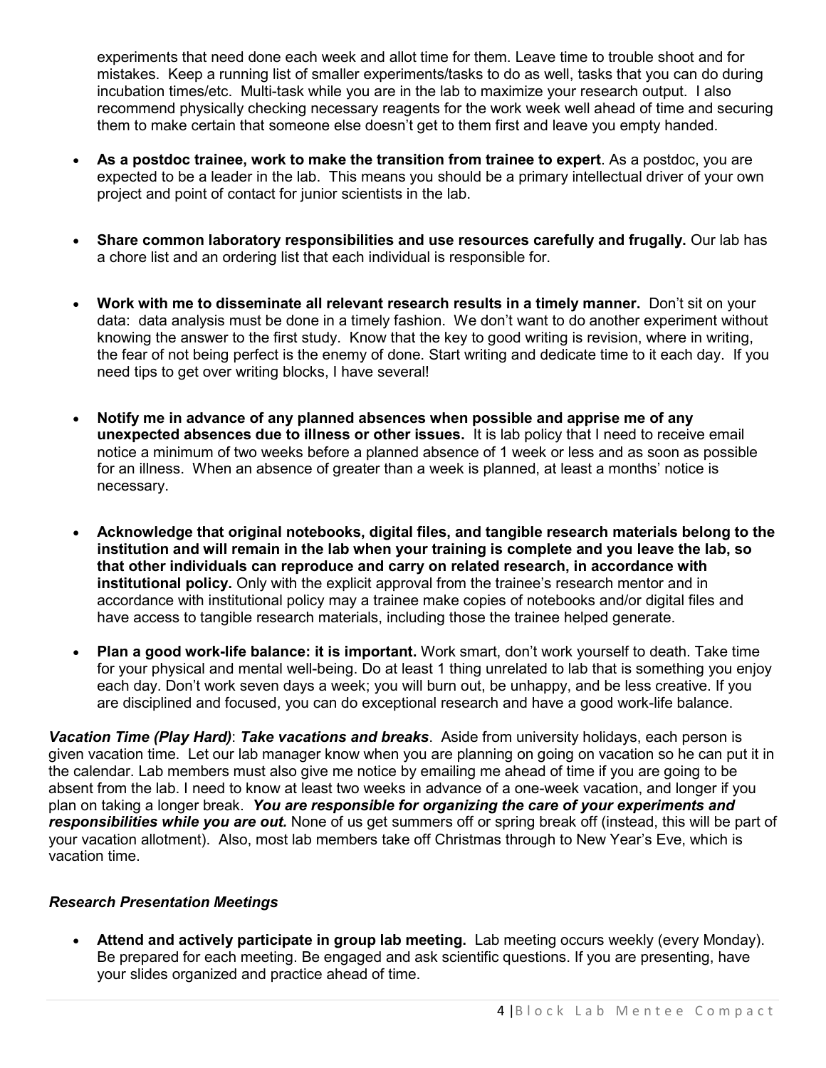experiments that need done each week and allot time for them. Leave time to trouble shoot and for mistakes. Keep a running list of smaller experiments/tasks to do as well, tasks that you can do during incubation times/etc. Multi-task while you are in the lab to maximize your research output. I also recommend physically checking necessary reagents for the work week well ahead of time and securing them to make certain that someone else doesn't get to them first and leave you empty handed.

- **As a postdoc trainee, work to make the transition from trainee to expert**. As a postdoc, you are expected to be a leader in the lab. This means you should be a primary intellectual driver of your own project and point of contact for junior scientists in the lab.

- **Share common laboratory responsibilities and use resources carefully and frugally.** Our lab has a chore list and an ordering list that each individual is responsible for.

- **Work with me to disseminate all relevant research results in a timely manner.** Don't sit on your data: data analysis must be done in a timely fashion. We don't want to do another experiment without knowing the answer to the first study. Know that the key to good writing is revision, where in writing, the fear of not being perfect is the enemy of done. Start writing and dedicate time to it each day. If you need tips to get over writing blocks, I have several!

- **Notify me in advance of any planned absences when possible and apprise me of any unexpected absences due to illness or other issues.** It is lab policy that I need to receive email notice a minimum of two weeks before a planned absence of 1 week or less and as soon as possible for an illness. When an absence of greater than a week is planned, at least a months' notice is necessary.

- **Acknowledge that original notebooks, digital files, and tangible research materials belong to the institution and will remain in the lab when your training is complete and you leave the lab, so that other individuals can reproduce and carry on related research, in accordance with institutional policy.** Only with the explicit approval from the trainee's research mentor and in accordance with institutional policy may a trainee make copies of notebooks and/or digital files and have access to tangible research materials, including those the trainee helped generate.

- **Plan a good work-life balance: it is important.** Work smart, don't work yourself to death. Take time for your physical and mental well-being. Do at least 1 thing unrelated to lab that is something you enjoy each day. Don't work seven days a week; you will burn out, be unhappy, and be less creative. If you are disciplined and focused, you can do exceptional research and have a good work-life balance.

***Vacation Time (Play Hard)***: ***Take vacations and breaks***. Aside from university holidays, each person is given vacation time. Let our lab manager know when you are planning on going on vacation so he can put it in the calendar. Lab members must also give me notice by emailing me ahead of time if you are going to be absent from the lab. I need to know at least two weeks in advance of a one-week vacation, and longer if you plan on taking a longer break. ***You are responsible for organizing the care of your experiments and responsibilities while you are out.*** None of us get summers off or spring break off (instead, this will be part of your vacation allotment). Also, most lab members take off Christmas through to New Year's Eve, which is vacation time.

### *Research Presentation Meetings*

- **Attend and actively participate in group lab meeting.** Lab meeting occurs weekly (every Monday). Be prepared for each meeting. Be engaged and ask scientific questions. If you are presenting, have your slides organized and practice ahead of time.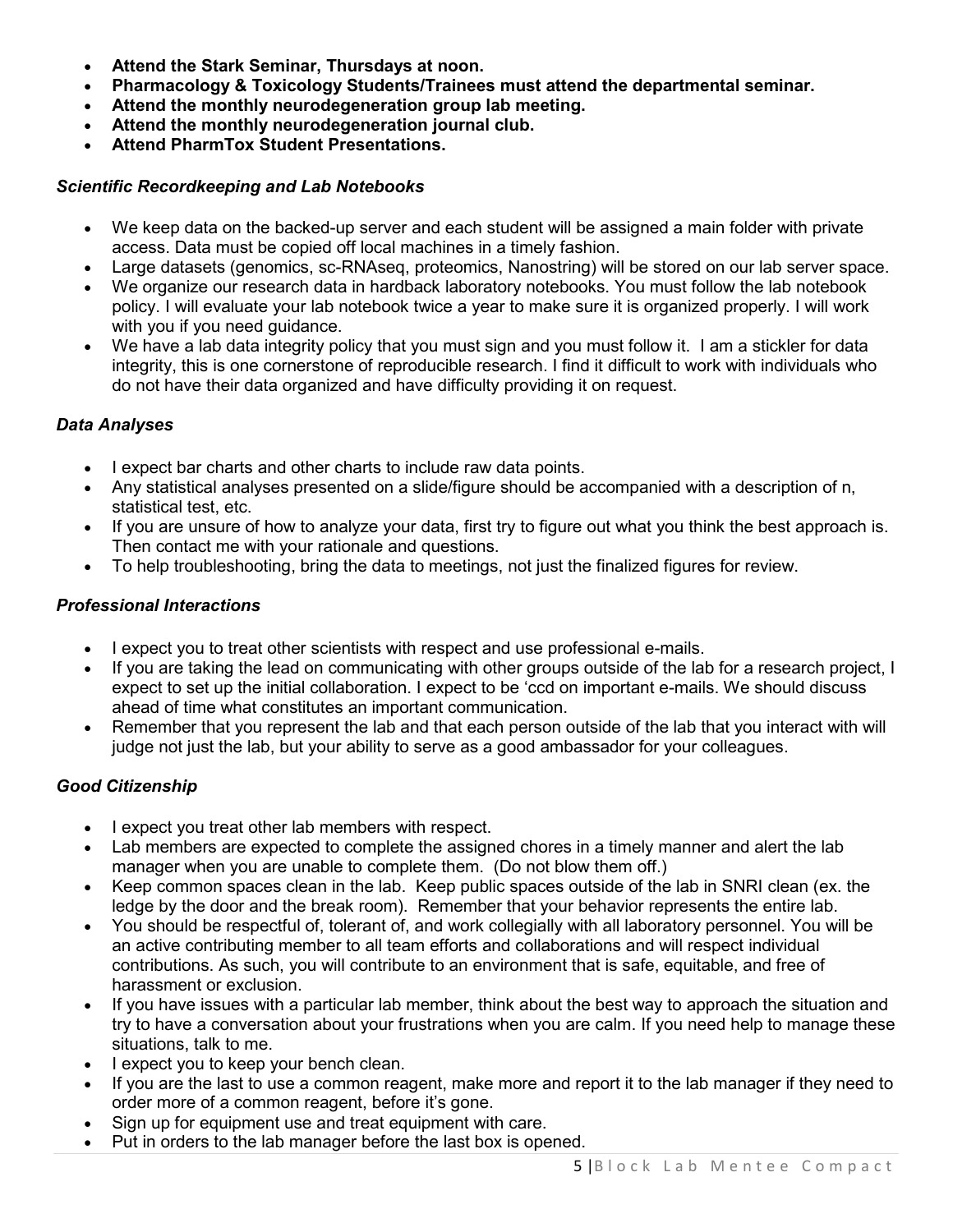- **Attend the Stark Seminar, Thursdays at noon.**
- **Pharmacology & Toxicology Students/Trainees must attend the departmental seminar.**
- **Attend the monthly neurodegeneration group lab meeting.**
- **Attend the monthly neurodegeneration journal club.**
- **Attend PharmTox Student Presentations.**

### *Scientific Recordkeeping and Lab Notebooks*

- We keep data on the backed-up server and each student will be assigned a main folder with private access. Data must be copied off local machines in a timely fashion.
- Large datasets (genomics, sc-RNAseq, proteomics, Nanostring) will be stored on our lab server space.
- We organize our research data in hardback laboratory notebooks. You must follow the lab notebook policy. I will evaluate your lab notebook twice a year to make sure it is organized properly. I will work with you if you need guidance.
- We have a lab data integrity policy that you must sign and you must follow it. I am a stickler for data integrity, this is one cornerstone of reproducible research. I find it difficult to work with individuals who do not have their data organized and have difficulty providing it on request.

### *Data Analyses*

- I expect bar charts and other charts to include raw data points.
- Any statistical analyses presented on a slide/figure should be accompanied with a description of n, statistical test, etc.
- If you are unsure of how to analyze your data, first try to figure out what you think the best approach is. Then contact me with your rationale and questions.
- To help troubleshooting, bring the data to meetings, not just the finalized figures for review.

### *Professional Interactions*

- I expect you to treat other scientists with respect and use professional e-mails.
- If you are taking the lead on communicating with other groups outside of the lab for a research project, I expect to set up the initial collaboration. I expect to be 'ccd on important e-mails. We should discuss ahead of time what constitutes an important communication.
- Remember that you represent the lab and that each person outside of the lab that you interact with will judge not just the lab, but your ability to serve as a good ambassador for your colleagues.

### *Good Citizenship*

- I expect you treat other lab members with respect.
- Lab members are expected to complete the assigned chores in a timely manner and alert the lab manager when you are unable to complete them. (Do not blow them off.)
- Keep common spaces clean in the lab. Keep public spaces outside of the lab in SNRI clean (ex. the ledge by the door and the break room). Remember that your behavior represents the entire lab.
- You should be respectful of, tolerant of, and work collegially with all laboratory personnel. You will be an active contributing member to all team efforts and collaborations and will respect individual contributions. As such, you will contribute to an environment that is safe, equitable, and free of harassment or exclusion.
- If you have issues with a particular lab member, think about the best way to approach the situation and try to have a conversation about your frustrations when you are calm. If you need help to manage these situations, talk to me.
- I expect you to keep your bench clean.
- If you are the last to use a common reagent, make more and report it to the lab manager if they need to order more of a common reagent, before it's gone.
- Sign up for equipment use and treat equipment with care.
- Put in orders to the lab manager before the last box is opened.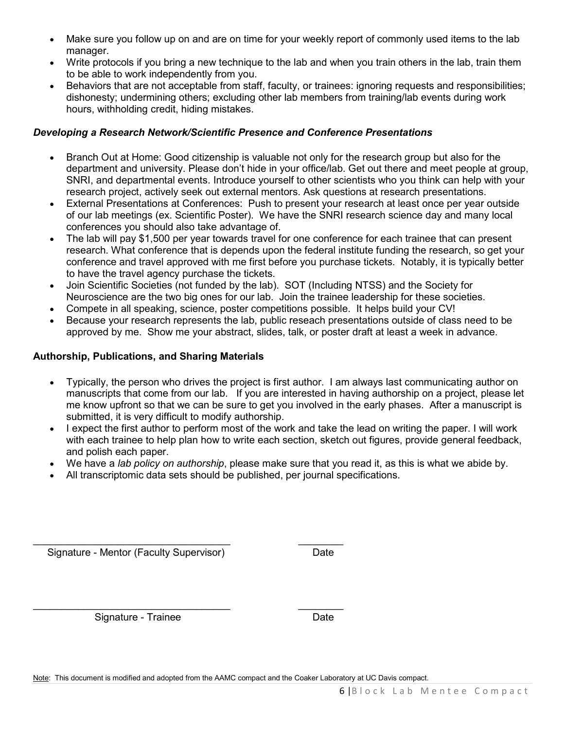- Make sure you follow up on and are on time for your weekly report of commonly used items to the lab manager.
- Write protocols if you bring a new technique to the lab and when you train others in the lab, train them to be able to work independently from you.
- Behaviors that are not acceptable from staff, faculty, or trainees: ignoring requests and responsibilities; dishonesty; undermining others; excluding other lab members from training/lab events during work hours, withholding credit, hiding mistakes.

### *Developing a Research Network/Scientific Presence and Conference Presentations*

- Branch Out at Home: Good citizenship is valuable not only for the research group but also for the department and university. Please don't hide in your office/lab. Get out there and meet people at group, SNRI, and departmental events. Introduce yourself to other scientists who you think can help with your research project, actively seek out external mentors. Ask questions at research presentations.
- External Presentations at Conferences: Push to present your research at least once per year outside of our lab meetings (ex. Scientific Poster). We have the SNRI research science day and many local conferences you should also take advantage of.
- The lab will pay $1,500 per year towards travel for one conference for each trainee that can present research. What conference that is depends upon the federal institute funding the research, so get your conference and travel approved with me first before you purchase tickets. Notably, it is typically better to have the travel agency purchase the tickets.
- Join Scientific Societies (not funded by the lab). SOT (Including NTSS) and the Society for Neuroscience are the two big ones for our lab. Join the trainee leadership for these societies.
- Compete in all speaking, science, poster competitions possible. It helps build your CV!
- Because your research represents the lab, public reseach presentations outside of class need to be approved by me. Show me your abstract, slides, talk, or poster draft at least a week in advance.

### **Authorship, Publications, and Sharing Materials**

- Typically, the person who drives the project is first author. I am always last communicating author on manuscripts that come from our lab. If you are interested in having authorship on a project, please let me know upfront so that we can be sure to get you involved in the early phases. After a manuscript is submitted, it is very difficult to modify authorship.
- I expect the first author to perform most of the work and take the lead on writing the paper. I will work with each trainee to help plan how to write each section, sketch out figures, provide general feedback, and polish each paper.
- We have a *lab policy on authorship*, please make sure that you read it, as this is what we abide by.
- All transcriptomic data sets should be published, per journal specifications.

\_\_\_\_\_\_\_\_\_\_\_\_\_\_\_\_\_\_\_\_\_\_\_\_\_\_\_\_\_\_\_\_\_\_\_ \_\_\_\_\_\_\_\_

Signature - Mentor (Faculty Supervisor) Date

\_\_\_\_\_\_\_\_\_\_\_\_\_\_\_\_\_\_\_\_\_\_\_\_\_\_\_\_\_\_\_\_\_\_\_ \_\_\_\_\_\_\_\_

Signature - Trainee Date

Note: This document is modified and adopted from the AAMC compact and the Coaker Laboratory at UC Davis compact.